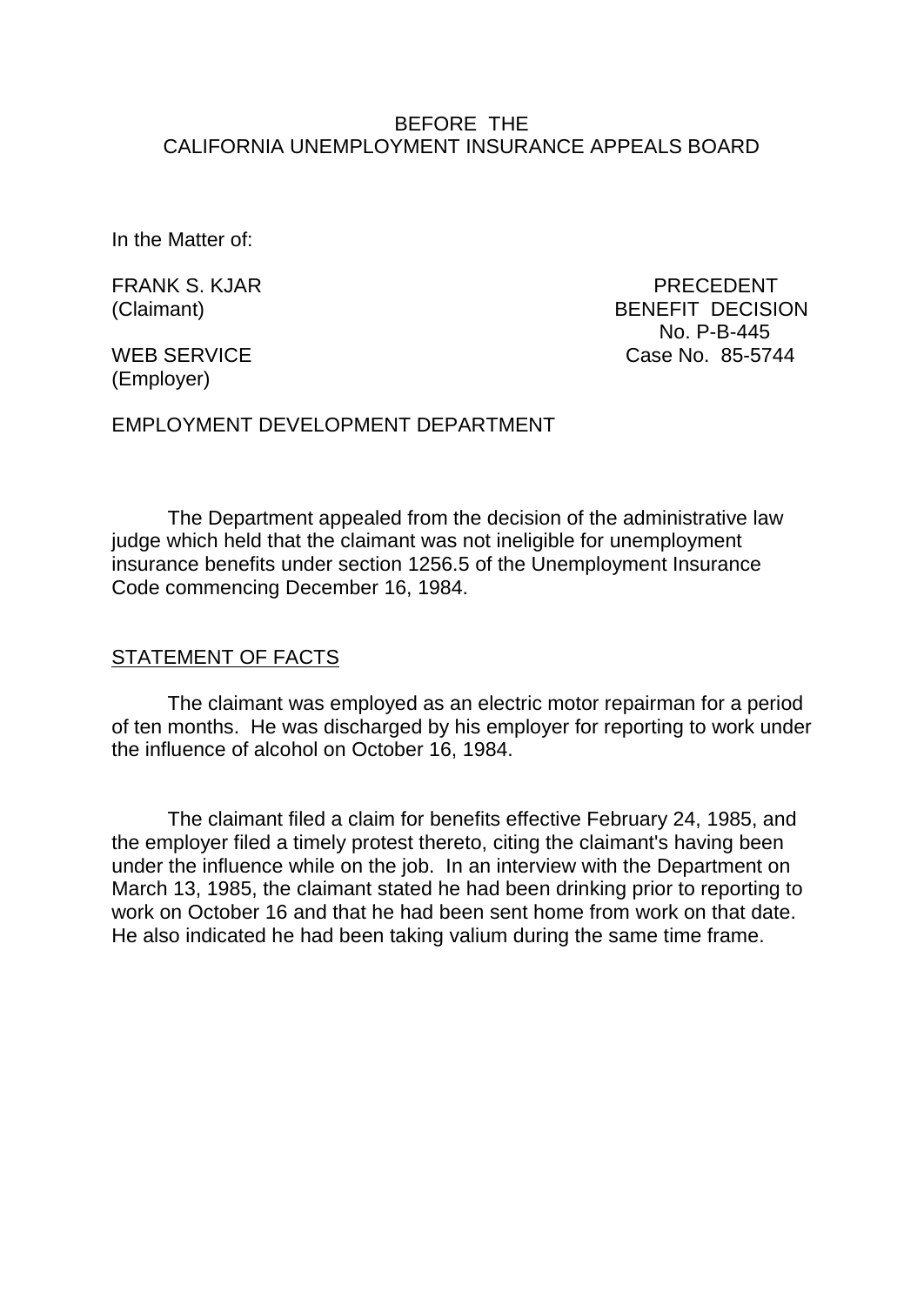BEFORE THE
CALIFORNIA UNEMPLOYMENT INSURANCE APPEALS BOARD

In the Matter of:

FRANK S. KJAR
(Claimant)

PRECEDENT
BENEFIT DECISION
No. P-B-445
Case No. 85-5744

WEB SERVICE
(Employer)

EMPLOYMENT DEVELOPMENT DEPARTMENT

The Department appealed from the decision of the administrative law judge which held that the claimant was not ineligible for unemployment insurance benefits under section 1256.5 of the Unemployment Insurance Code commencing December 16, 1984.

STATEMENT OF FACTS

The claimant was employed as an electric motor repairman for a period of ten months. He was discharged by his employer for reporting to work under the influence of alcohol on October 16, 1984.

The claimant filed a claim for benefits effective February 24, 1985, and the employer filed a timely protest thereto, citing the claimant's having been under the influence while on the job. In an interview with the Department on March 13, 1985, the claimant stated he had been drinking prior to reporting to work on October 16 and that he had been sent home from work on that date. He also indicated he had been taking valium during the same time frame.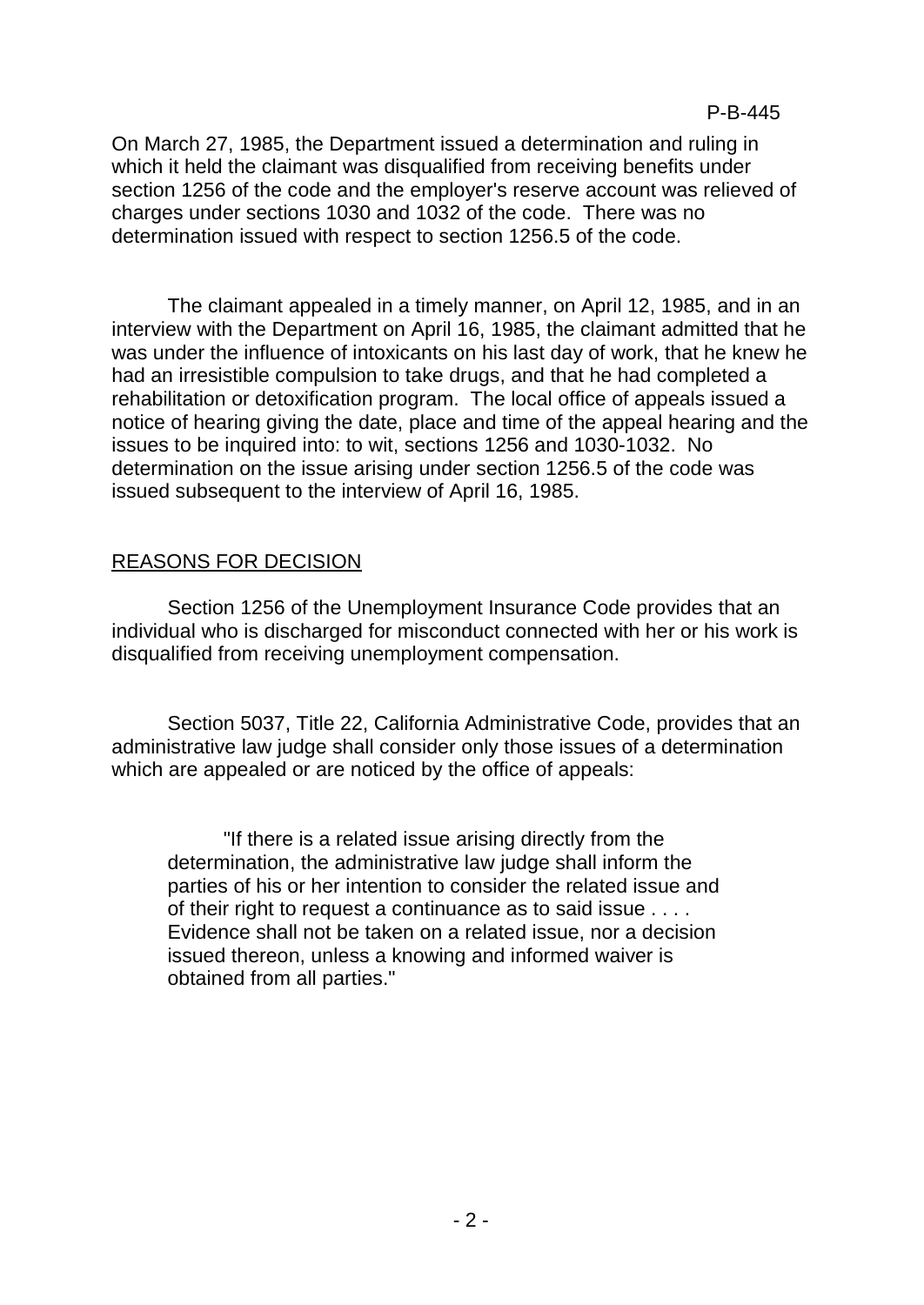On March 27, 1985, the Department issued a determination and ruling in which it held the claimant was disqualified from receiving benefits under section 1256 of the code and the employer's reserve account was relieved of charges under sections 1030 and 1032 of the code. There was no determination issued with respect to section 1256.5 of the code.

The claimant appealed in a timely manner, on April 12, 1985, and in an interview with the Department on April 16, 1985, the claimant admitted that he was under the influence of intoxicants on his last day of work, that he knew he had an irresistible compulsion to take drugs, and that he had completed a rehabilitation or detoxification program. The local office of appeals issued a notice of hearing giving the date, place and time of the appeal hearing and the issues to be inquired into: to wit, sections 1256 and 1030-1032. No determination on the issue arising under section 1256.5 of the code was issued subsequent to the interview of April 16, 1985.

## REASONS FOR DECISION

Section 1256 of the Unemployment Insurance Code provides that an individual who is discharged for misconduct connected with her or his work is disqualified from receiving unemployment compensation.

Section 5037, Title 22, California Administrative Code, provides that an administrative law judge shall consider only those issues of a determination which are appealed or are noticed by the office of appeals:

> "If there is a related issue arising directly from the determination, the administrative law judge shall inform the parties of his or her intention to consider the related issue and of their right to request a continuance as to said issue . . . . Evidence shall not be taken on a related issue, nor a decision issued thereon, unless a knowing and informed waiver is obtained from all parties."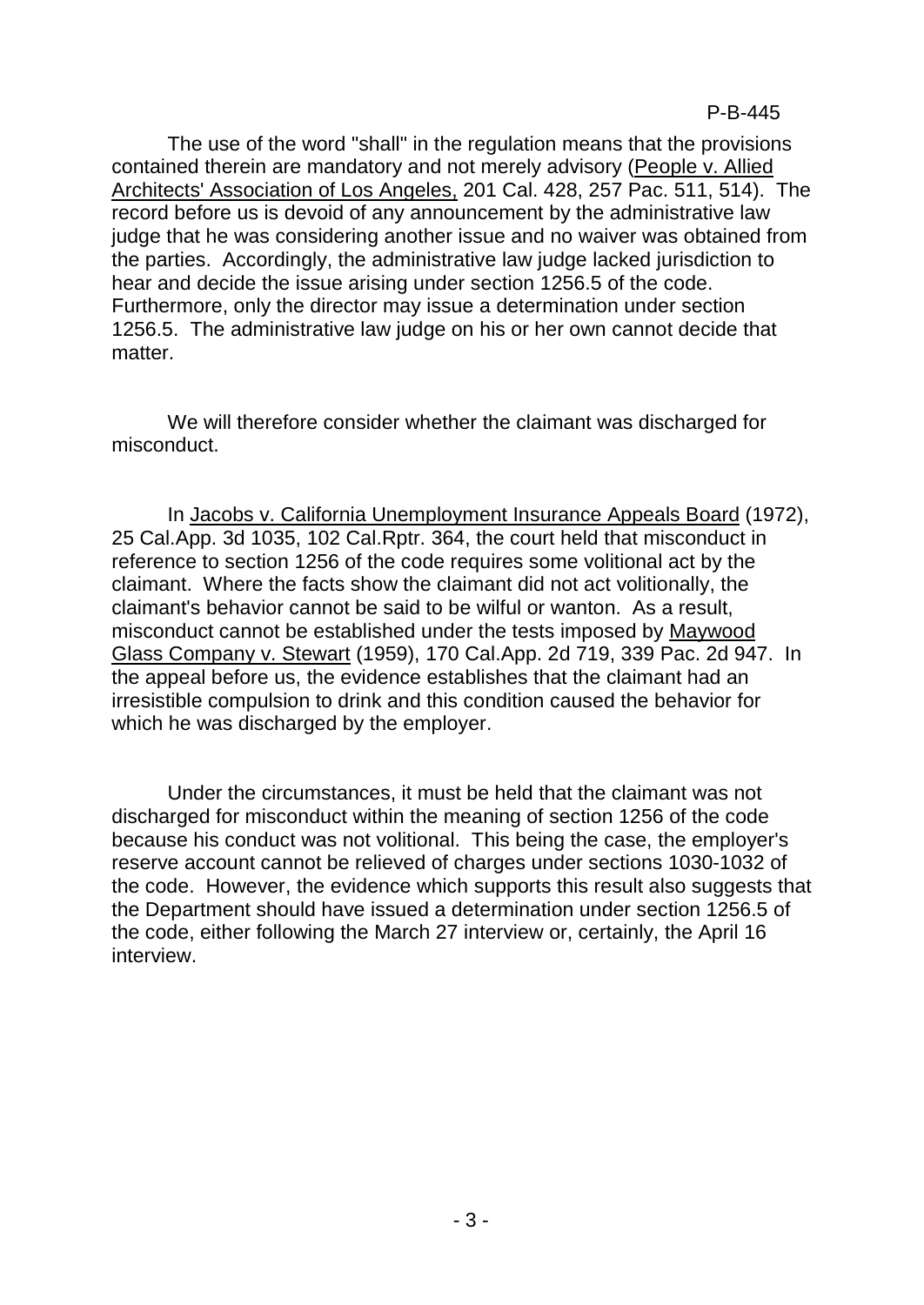The use of the word "shall" in the regulation means that the provisions contained therein are mandatory and not merely advisory (People v. Allied Architects' Association of Los Angeles, 201 Cal. 428, 257 Pac. 511, 514). The record before us is devoid of any announcement by the administrative law judge that he was considering another issue and no waiver was obtained from the parties. Accordingly, the administrative law judge lacked jurisdiction to hear and decide the issue arising under section 1256.5 of the code. Furthermore, only the director may issue a determination under section 1256.5. The administrative law judge on his or her own cannot decide that matter.

We will therefore consider whether the claimant was discharged for misconduct.

In Jacobs v. California Unemployment Insurance Appeals Board (1972), 25 Cal.App. 3d 1035, 102 Cal.Rptr. 364, the court held that misconduct in reference to section 1256 of the code requires some volitional act by the claimant. Where the facts show the claimant did not act volitionally, the claimant's behavior cannot be said to be wilful or wanton. As a result, misconduct cannot be established under the tests imposed by Maywood Glass Company v. Stewart (1959), 170 Cal.App. 2d 719, 339 Pac. 2d 947. In the appeal before us, the evidence establishes that the claimant had an irresistible compulsion to drink and this condition caused the behavior for which he was discharged by the employer.

Under the circumstances, it must be held that the claimant was not discharged for misconduct within the meaning of section 1256 of the code because his conduct was not volitional. This being the case, the employer's reserve account cannot be relieved of charges under sections 1030-1032 of the code. However, the evidence which supports this result also suggests that the Department should have issued a determination under section 1256.5 of the code, either following the March 27 interview or, certainly, the April 16 interview.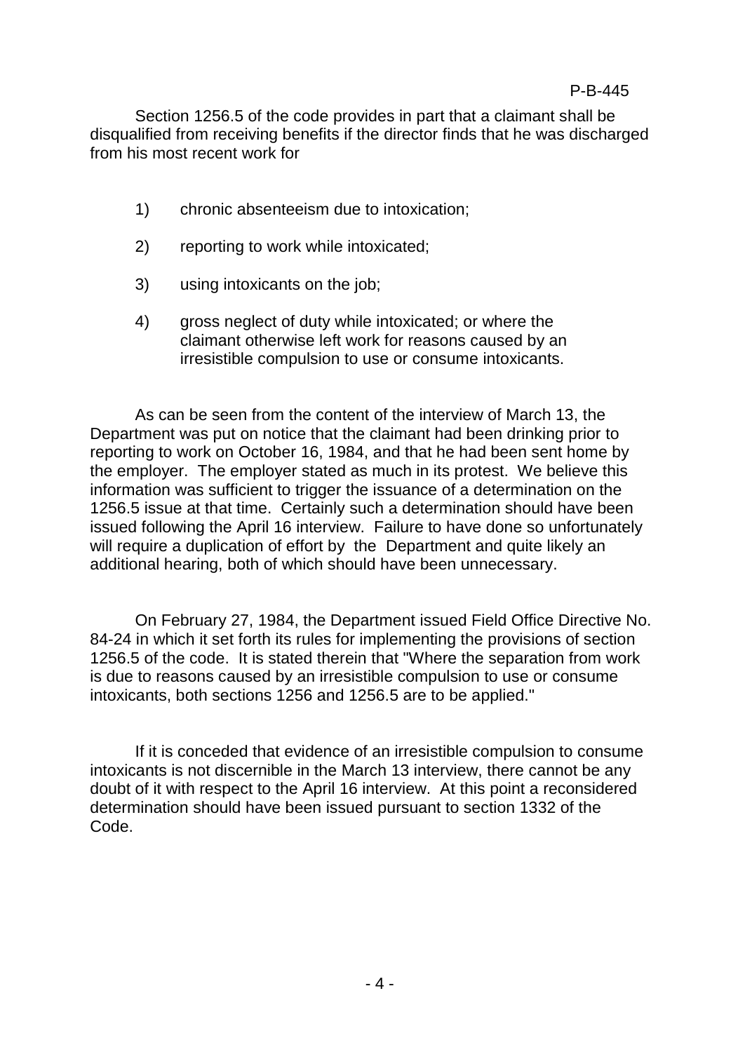Section 1256.5 of the code provides in part that a claimant shall be disqualified from receiving benefits if the director finds that he was discharged from his most recent work for

1) chronic absenteeism due to intoxication;

2) reporting to work while intoxicated;

3) using intoxicants on the job;

4) gross neglect of duty while intoxicated; or where the claimant otherwise left work for reasons caused by an irresistible compulsion to use or consume intoxicants.

As can be seen from the content of the interview of March 13, the Department was put on notice that the claimant had been drinking prior to reporting to work on October 16, 1984, and that he had been sent home by the employer. The employer stated as much in its protest. We believe this information was sufficient to trigger the issuance of a determination on the 1256.5 issue at that time. Certainly such a determination should have been issued following the April 16 interview. Failure to have done so unfortunately will require a duplication of effort by the Department and quite likely an additional hearing, both of which should have been unnecessary.

On February 27, 1984, the Department issued Field Office Directive No. 84-24 in which it set forth its rules for implementing the provisions of section 1256.5 of the code. It is stated therein that "Where the separation from work is due to reasons caused by an irresistible compulsion to use or consume intoxicants, both sections 1256 and 1256.5 are to be applied."

If it is conceded that evidence of an irresistible compulsion to consume intoxicants is not discernible in the March 13 interview, there cannot be any doubt of it with respect to the April 16 interview. At this point a reconsidered determination should have been issued pursuant to section 1332 of the Code.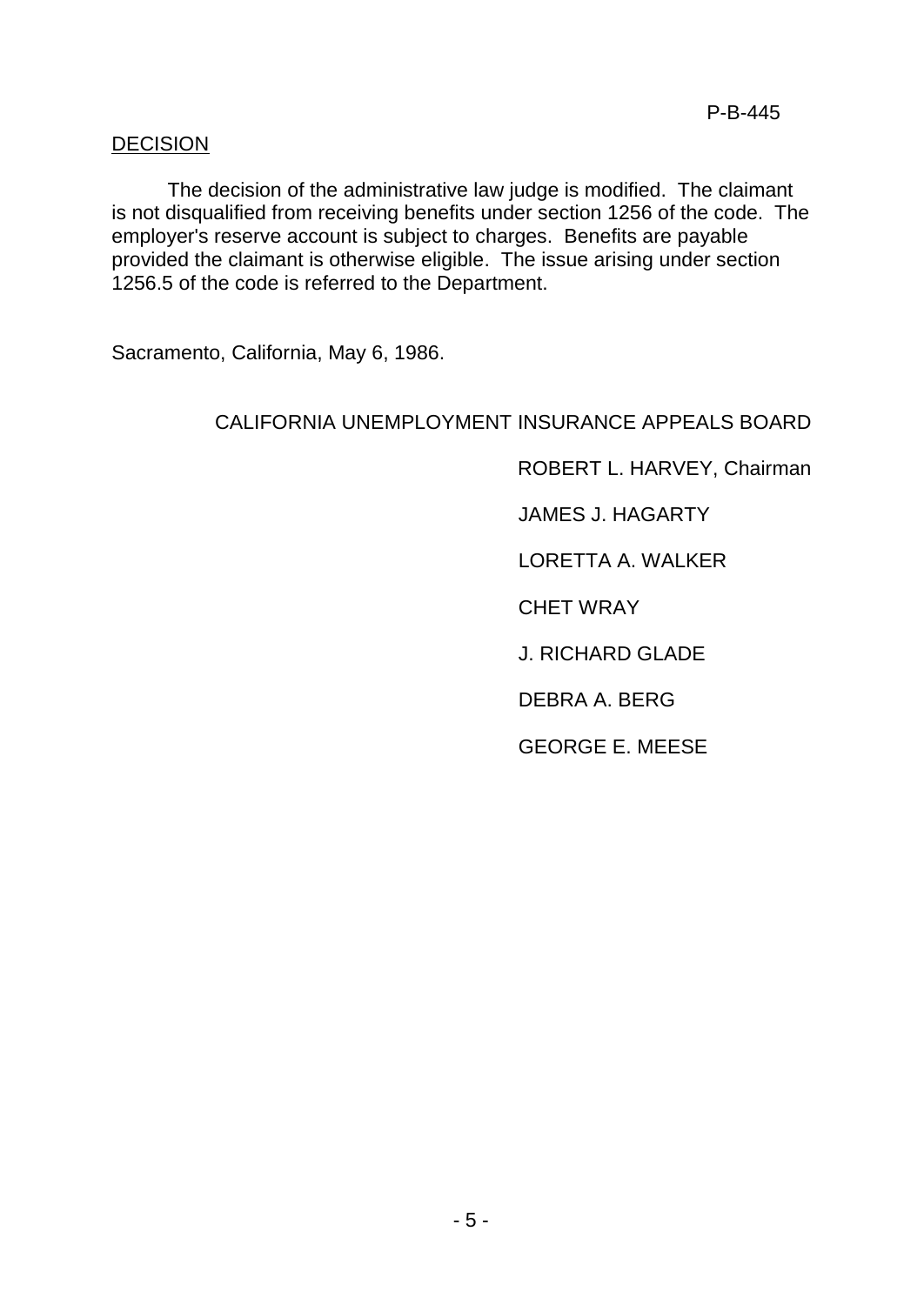## DECISION

The decision of the administrative law judge is modified. The claimant is not disqualified from receiving benefits under section 1256 of the code. The employer's reserve account is subject to charges. Benefits are payable provided the claimant is otherwise eligible. The issue arising under section 1256.5 of the code is referred to the Department.

Sacramento, California, May 6, 1986.

CALIFORNIA UNEMPLOYMENT INSURANCE APPEALS BOARD

ROBERT L. HARVEY, Chairman

JAMES J. HAGARTY

LORETTA A. WALKER

CHET WRAY

J. RICHARD GLADE

DEBRA A. BERG

GEORGE E. MEESE